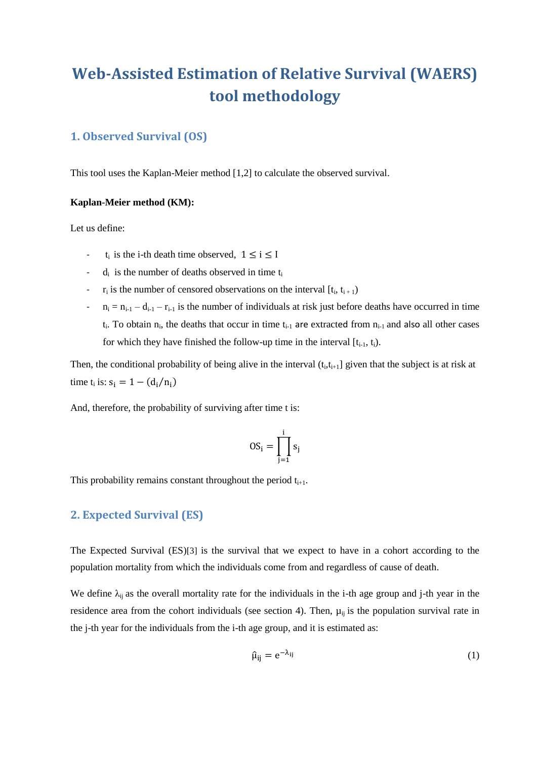# Web-Assisted Estimation of Relative Survival (WAERS) tool methodology

## 1. Observed Survival (OS)

This tool uses the Kaplan-Meier method [1,2] to calculate the observed survival.

**Kaplan-Meier method (KM):**

Let us define:

- $t_i$ is the i-th death time observed, $1 \leq i \leq I$
- $d_i$ is the number of deaths observed in time $t_i$
- $r_i$ is the number of censored observations on the interval $[t_i, t_{i+1})$
- $n_i = n_{i-1} - d_{i-1} - r_{i-1}$ is the number of individuals at risk just before deaths have occurred in time $t_i$. To obtain $n_i$, the deaths that occur in time $t_{i-1}$ are extracted from $n_{i-1}$ and also all other cases for which they have finished the follow-up time in the interval $[t_{i-1}, t_i)$.

Then, the conditional probability of being alive in the interval $(t_i,t_{i+1}]$ given that the subject is at risk at time $t_i$ is: $s_i = 1 - (d_i/n_i)$

And, therefore, the probability of surviving after time t is:

$$OS_i = \prod_{j=1}^{i} s_j$$

This probability remains constant throughout the period $t_{i+1}$.

## 2. Expected Survival (ES)

The Expected Survival (ES)[3] is the survival that we expect to have in a cohort according to the population mortality from which the individuals come from and regardless of cause of death.

We define $\lambda_{ij}$ as the overall mortality rate for the individuals in the i-th age group and j-th year in the residence area from the cohort individuals (see section 4). Then, $\mu_{ij}$ is the population survival rate in the j-th year for the individuals from the i-th age group, and it is estimated as:

$$\hat{\mu}_{ij} = e^{-\lambda_{ij}} \qquad (1)$$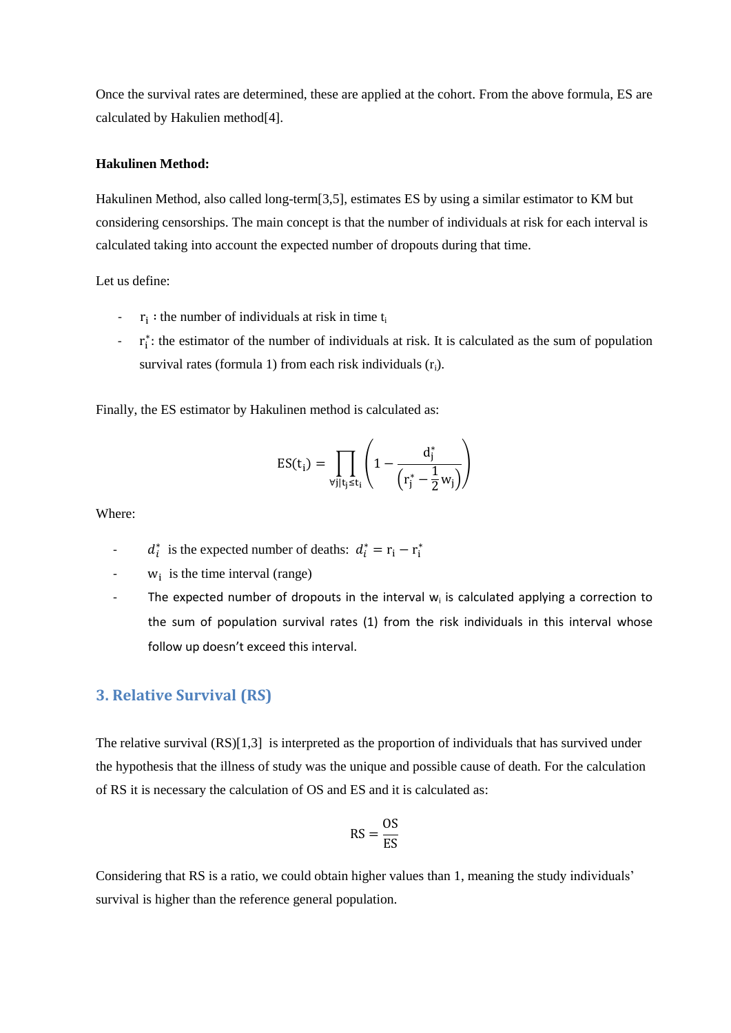Once the survival rates are determined, these are applied at the cohort. From the above formula, ES are calculated by Hakulien method[4].

**Hakulinen Method:**

Hakulinen Method, also called long-term[3,5], estimates ES by using a similar estimator to KM but considering censorships. The main concept is that the number of individuals at risk for each interval is calculated taking into account the expected number of dropouts during that time.

Let us define:

- $r_i$ : the number of individuals at risk in time $t_i$
- $r_i^*$: the estimator of the number of individuals at risk. It is calculated as the sum of population survival rates (formula 1) from each risk individuals ($r_i$).

Finally, the ES estimator by Hakulinen method is calculated as:

$$\mathrm{ES}(t_i) = \prod_{\forall j | t_j \leq t_i} \left( 1 - \frac{d_j^*}{\left( r_j^* - \frac{1}{2} w_j \right)} \right)$$

Where:

- $d_i^*$ is the expected number of deaths: $d_i^* = r_i - r_i^*$
- $w_i$ is the time interval (range)
- The expected number of dropouts in the interval $w_i$ is calculated applying a correction to the sum of population survival rates (1) from the risk individuals in this interval whose follow up doesn't exceed this interval.

## 3. Relative Survival (RS)

The relative survival (RS)[1,3] is interpreted as the proportion of individuals that has survived under the hypothesis that the illness of study was the unique and possible cause of death. For the calculation of RS it is necessary the calculation of OS and ES and it is calculated as:

$$\mathrm{RS} = \frac{\mathrm{OS}}{\mathrm{ES}}$$

Considering that RS is a ratio, we could obtain higher values than 1, meaning the study individuals' survival is higher than the reference general population.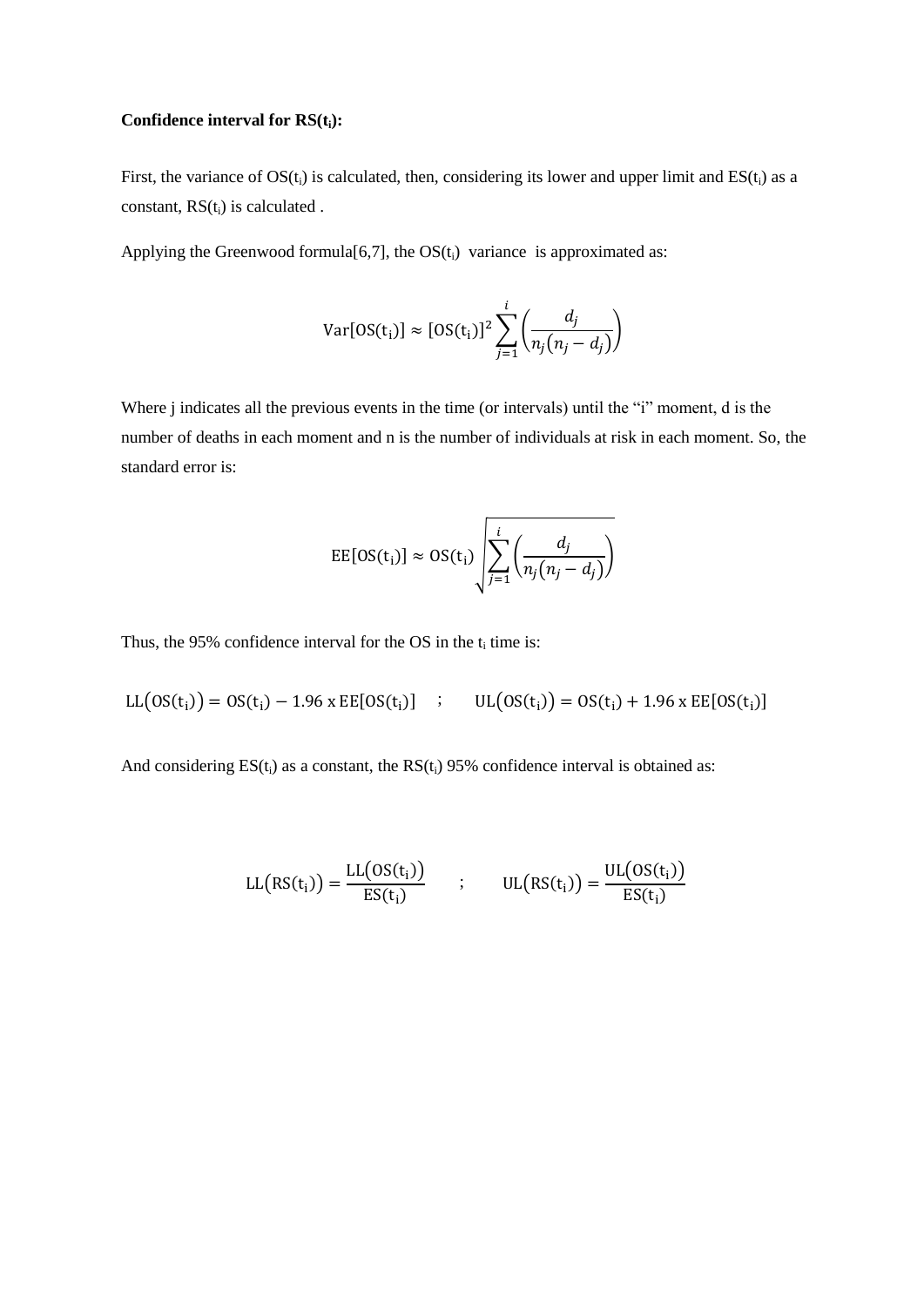**Confidence interval for RS($t_i$):**

First, the variance of OS($t_i$) is calculated, then, considering its lower and upper limit and ES($t_i$) as a constant, RS($t_i$) is calculated .

Applying the Greenwood formula[6,7], the OS($t_i$) variance is approximated as:

$$\mathrm{Var}[\mathrm{OS}(\mathrm{t_i})] \approx [\mathrm{OS}(\mathrm{t_i})]^2 \sum_{j=1}^{i} \left( \frac{d_j}{n_j(n_j - d_j)} \right)$$

Where j indicates all the previous events in the time (or intervals) until the “i” moment, d is the number of deaths in each moment and n is the number of individuals at risk in each moment. So, the standard error is:

$$\mathrm{EE}[\mathrm{OS}(\mathrm{t_i})] \approx \mathrm{OS}(\mathrm{t_i}) \sqrt{\sum_{j=1}^{i} \left( \frac{d_j}{n_j(n_j - d_j)} \right)}$$

Thus, the 95% confidence interval for the OS in the $t_i$ time is:

$$\mathrm{LL}(\mathrm{OS}(\mathrm{t_i})) = \mathrm{OS}(\mathrm{t_i}) - 1.96 \text{ x } \mathrm{EE}[\mathrm{OS}(\mathrm{t_i})] \quad ; \quad \mathrm{UL}(\mathrm{OS}(\mathrm{t_i})) = \mathrm{OS}(\mathrm{t_i}) + 1.96 \text{ x } \mathrm{EE}[\mathrm{OS}(\mathrm{t_i})]$$

And considering ES($t_i$) as a constant, the RS($t_i$) 95% confidence interval is obtained as:

$$\mathrm{LL}(\mathrm{RS}(\mathrm{t_i})) = \frac{\mathrm{LL}(\mathrm{OS}(\mathrm{t_i}))}{\mathrm{ES}(\mathrm{t_i})} \quad ; \quad \mathrm{UL}(\mathrm{RS}(\mathrm{t_i})) = \frac{\mathrm{UL}(\mathrm{OS}(\mathrm{t_i}))}{\mathrm{ES}(\mathrm{t_i})}$$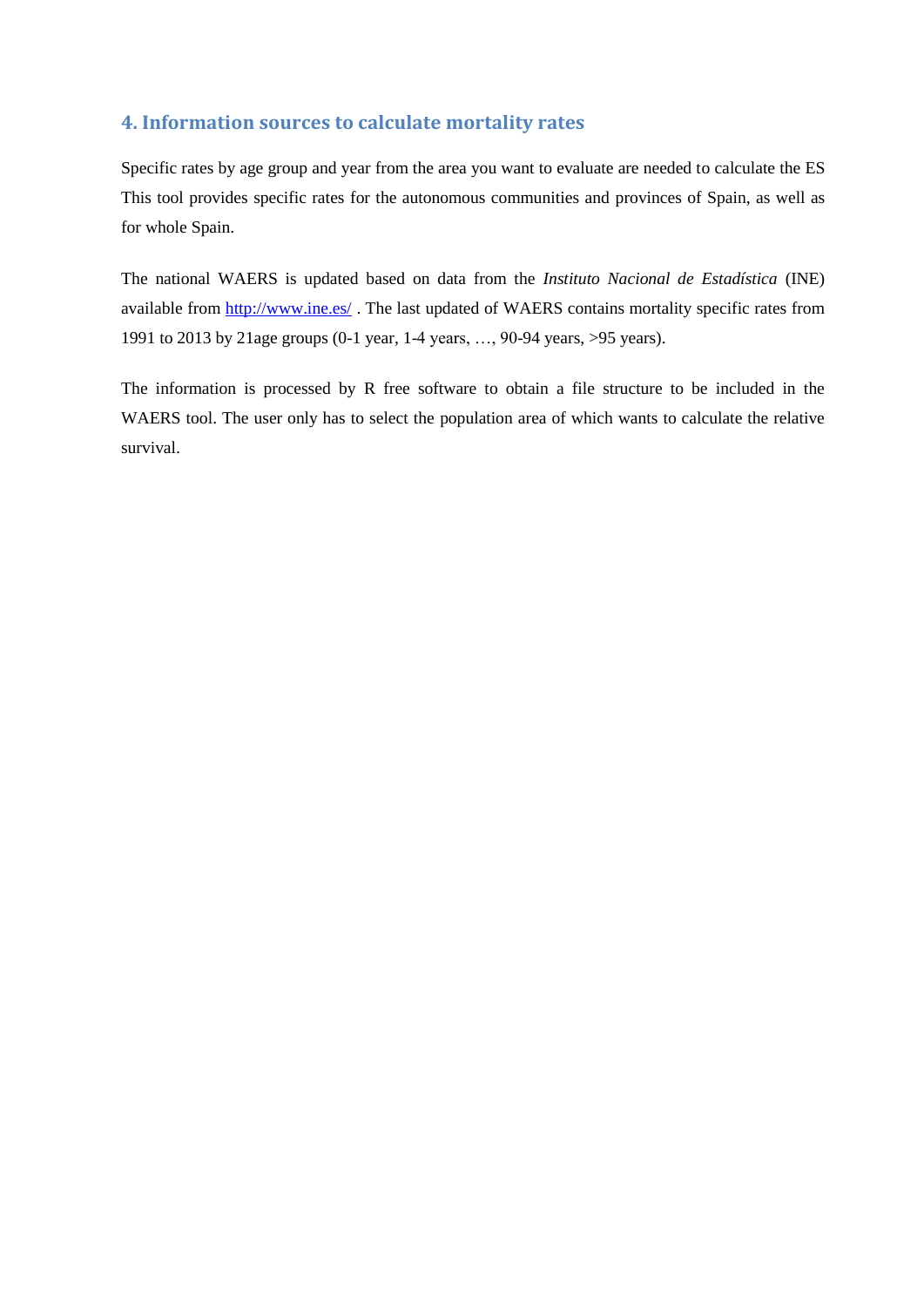## 4. Information sources to calculate mortality rates

Specific rates by age group and year from the area you want to evaluate are needed to calculate the ES This tool provides specific rates for the autonomous communities and provinces of Spain, as well as for whole Spain.

The national WAERS is updated based on data from the *Instituto Nacional de Estadística* (INE) available from http://www.ine.es/ . The last updated of WAERS contains mortality specific rates from 1991 to 2013 by 21age groups (0-1 year, 1-4 years, …, 90-94 years, >95 years).

The information is processed by R free software to obtain a file structure to be included in the WAERS tool. The user only has to select the population area of which wants to calculate the relative survival.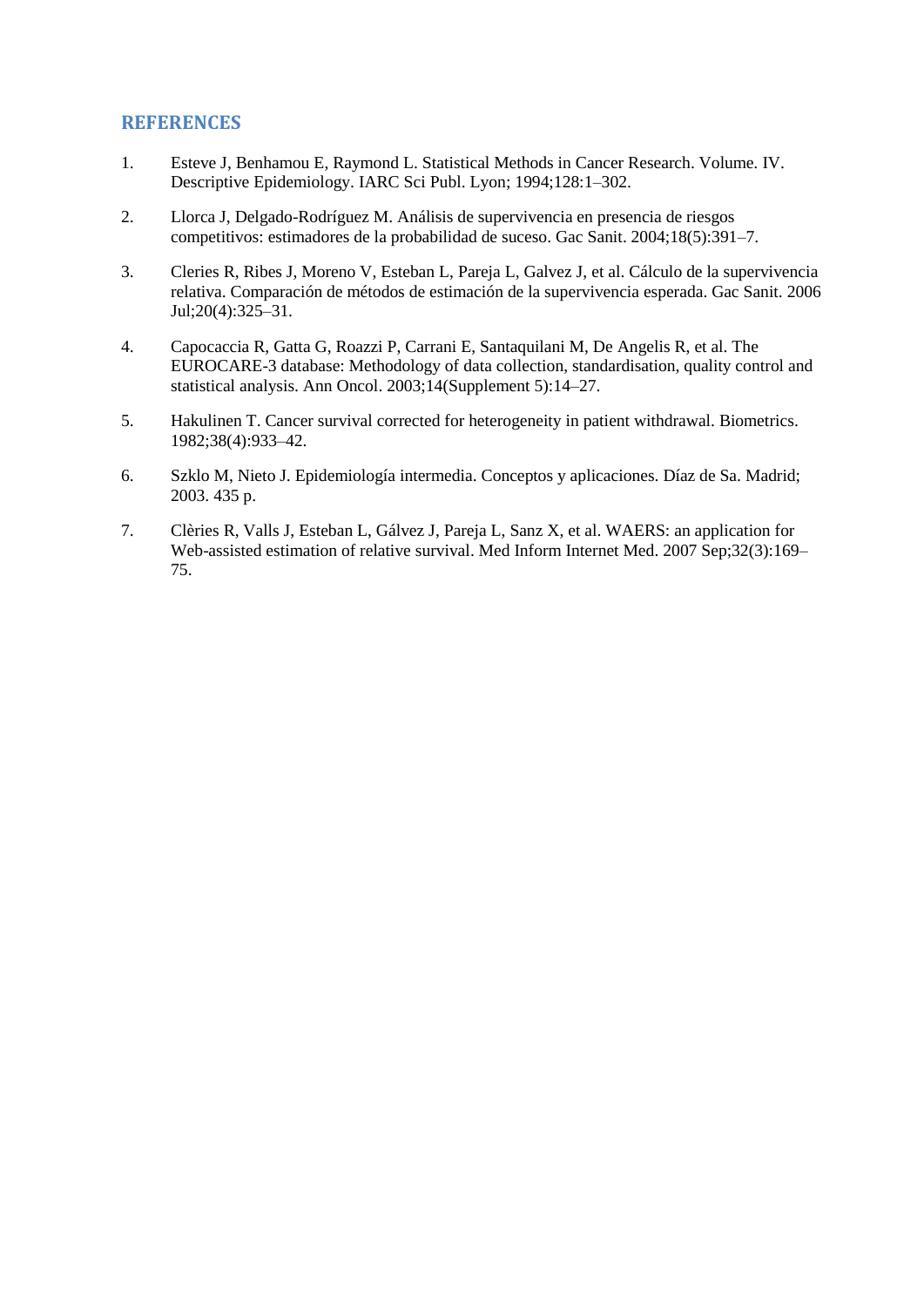## REFERENCES

1. Esteve J, Benhamou E, Raymond L. Statistical Methods in Cancer Research. Volume. IV. Descriptive Epidemiology. IARC Sci Publ. Lyon; 1994;128:1–302.

2. Llorca J, Delgado-Rodríguez M. Análisis de supervivencia en presencia de riesgos competitivos: estimadores de la probabilidad de suceso. Gac Sanit. 2004;18(5):391–7.

3. Cleries R, Ribes J, Moreno V, Esteban L, Pareja L, Galvez J, et al. Cálculo de la supervivencia relativa. Comparación de métodos de estimación de la supervivencia esperada. Gac Sanit. 2006 Jul;20(4):325–31.

4. Capocaccia R, Gatta G, Roazzi P, Carrani E, Santaquilani M, De Angelis R, et al. The EUROCARE-3 database: Methodology of data collection, standardisation, quality control and statistical analysis. Ann Oncol. 2003;14(Supplement 5):14–27.

5. Hakulinen T. Cancer survival corrected for heterogeneity in patient withdrawal. Biometrics. 1982;38(4):933–42.

6. Szklo M, Nieto J. Epidemiología intermedia. Conceptos y aplicaciones. Díaz de Sa. Madrid; 2003. 435 p.

7. Clèries R, Valls J, Esteban L, Gálvez J, Pareja L, Sanz X, et al. WAERS: an application for Web-assisted estimation of relative survival. Med Inform Internet Med. 2007 Sep;32(3):169–75.